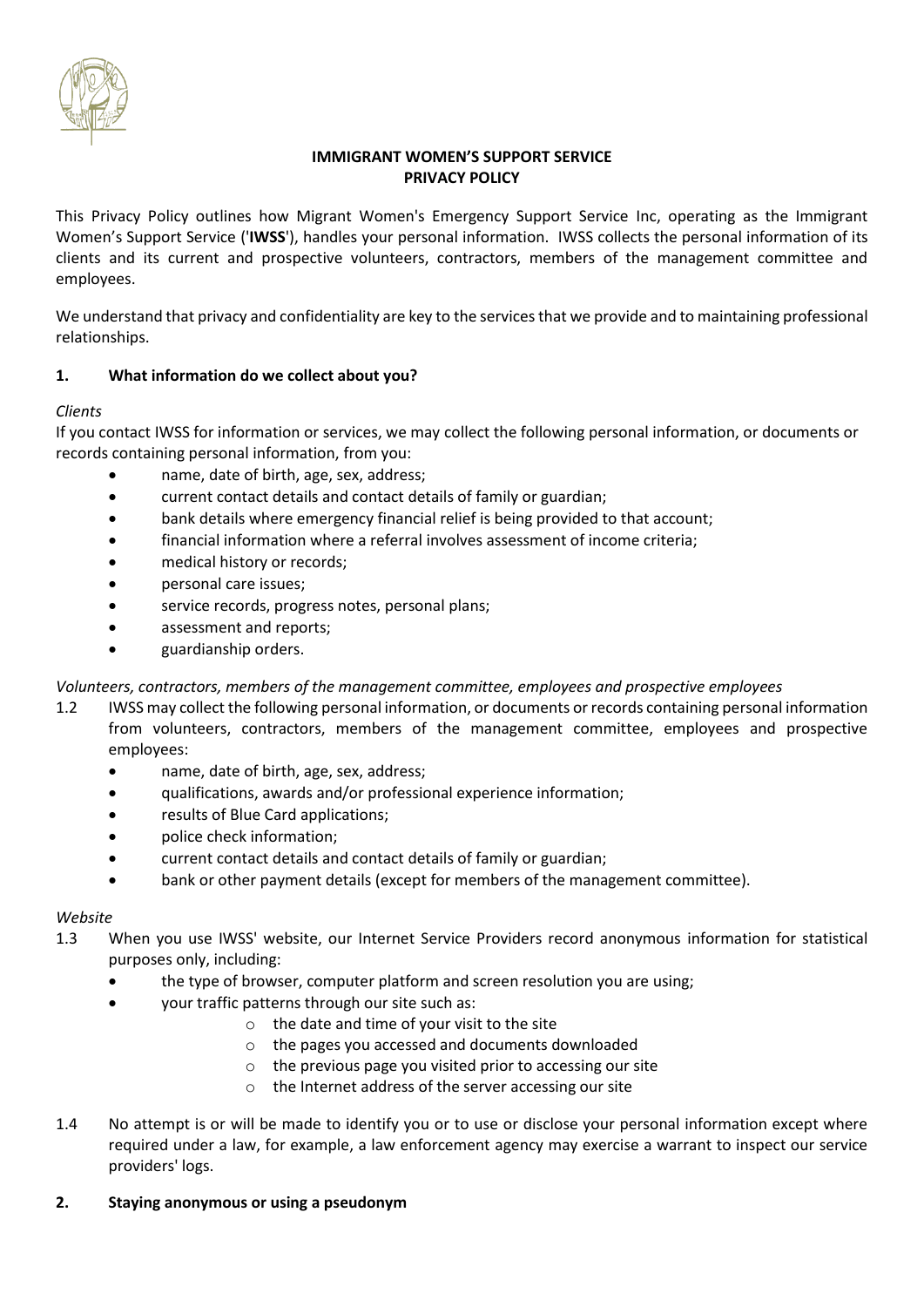# IMMIGRANT WOMEN'S SUPPORT SERVICE
# PRIVACY POLICY

This Privacy Policy outlines how Migrant Women's Emergency Support Service Inc, operating as the Immigrant Women's Support Service ('**IWSS**'), handles your personal information. IWSS collects the personal information of its clients and its current and prospective volunteers, contractors, members of the management committee and employees.

We understand that privacy and confidentiality are key to the services that we provide and to maintaining professional relationships.

## 1. What information do we collect about you?

*Clients*

If you contact IWSS for information or services, we may collect the following personal information, or documents or records containing personal information, from you:

- name, date of birth, age, sex, address;
- current contact details and contact details of family or guardian;
- bank details where emergency financial relief is being provided to that account;
- financial information where a referral involves assessment of income criteria;
- medical history or records;
- personal care issues;
- service records, progress notes, personal plans;
- assessment and reports;
- guardianship orders.

*Volunteers, contractors, members of the management committee, employees and prospective employees*

1.2 IWSS may collect the following personal information, or documents or records containing personal information from volunteers, contractors, members of the management committee, employees and prospective employees:

- name, date of birth, age, sex, address;
- qualifications, awards and/or professional experience information;
- results of Blue Card applications;
- police check information;
- current contact details and contact details of family or guardian;
- bank or other payment details (except for members of the management committee).

*Website*

1.3 When you use IWSS' website, our Internet Service Providers record anonymous information for statistical purposes only, including:

- the type of browser, computer platform and screen resolution you are using;
- your traffic patterns through our site such as:
  - the date and time of your visit to the site
  - the pages you accessed and documents downloaded
  - the previous page you visited prior to accessing our site
  - the Internet address of the server accessing our site

1.4 No attempt is or will be made to identify you or to use or disclose your personal information except where required under a law, for example, a law enforcement agency may exercise a warrant to inspect our service providers' logs.

## 2. Staying anonymous or using a pseudonym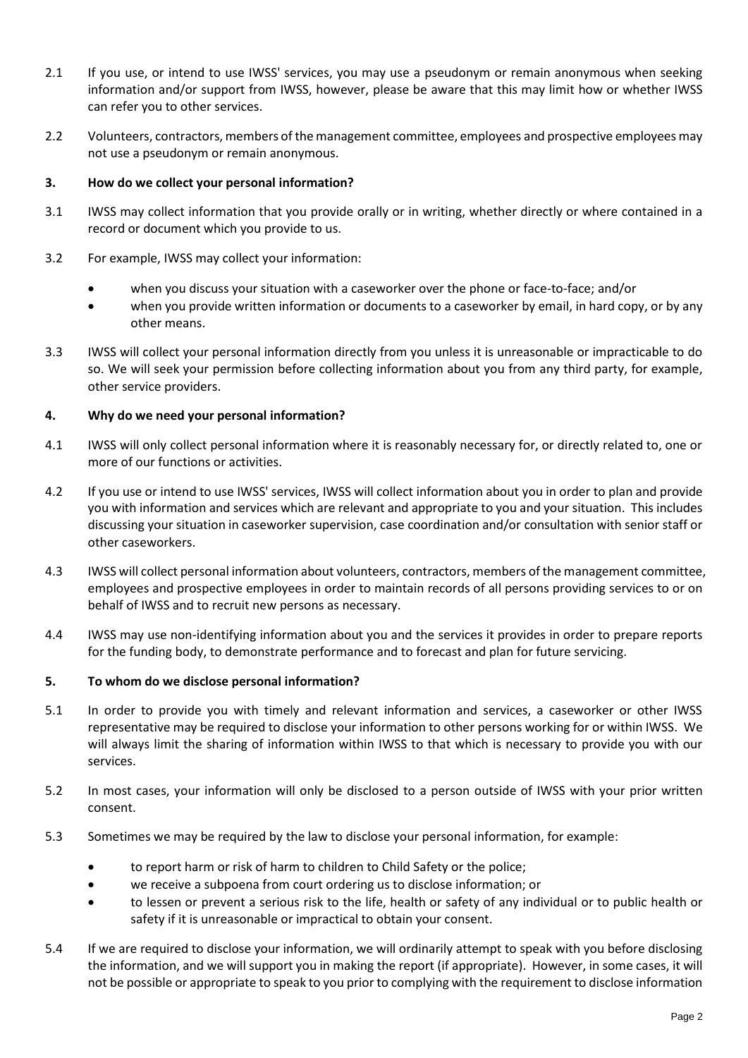2.1 If you use, or intend to use IWSS' services, you may use a pseudonym or remain anonymous when seeking information and/or support from IWSS, however, please be aware that this may limit how or whether IWSS can refer you to other services.

2.2 Volunteers, contractors, members of the management committee, employees and prospective employees may not use a pseudonym or remain anonymous.

### 3. How do we collect your personal information?

3.1 IWSS may collect information that you provide orally or in writing, whether directly or where contained in a record or document which you provide to us.

3.2 For example, IWSS may collect your information:

- when you discuss your situation with a caseworker over the phone or face-to-face; and/or
- when you provide written information or documents to a caseworker by email, in hard copy, or by any other means.

3.3 IWSS will collect your personal information directly from you unless it is unreasonable or impracticable to do so. We will seek your permission before collecting information about you from any third party, for example, other service providers.

### 4. Why do we need your personal information?

4.1 IWSS will only collect personal information where it is reasonably necessary for, or directly related to, one or more of our functions or activities.

4.2 If you use or intend to use IWSS' services, IWSS will collect information about you in order to plan and provide you with information and services which are relevant and appropriate to you and your situation. This includes discussing your situation in caseworker supervision, case coordination and/or consultation with senior staff or other caseworkers.

4.3 IWSS will collect personal information about volunteers, contractors, members of the management committee, employees and prospective employees in order to maintain records of all persons providing services to or on behalf of IWSS and to recruit new persons as necessary.

4.4 IWSS may use non-identifying information about you and the services it provides in order to prepare reports for the funding body, to demonstrate performance and to forecast and plan for future servicing.

### 5. To whom do we disclose personal information?

5.1 In order to provide you with timely and relevant information and services, a caseworker or other IWSS representative may be required to disclose your information to other persons working for or within IWSS. We will always limit the sharing of information within IWSS to that which is necessary to provide you with our services.

5.2 In most cases, your information will only be disclosed to a person outside of IWSS with your prior written consent.

5.3 Sometimes we may be required by the law to disclose your personal information, for example:

- to report harm or risk of harm to children to Child Safety or the police;
- we receive a subpoena from court ordering us to disclose information; or
- to lessen or prevent a serious risk to the life, health or safety of any individual or to public health or safety if it is unreasonable or impractical to obtain your consent.

5.4 If we are required to disclose your information, we will ordinarily attempt to speak with you before disclosing the information, and we will support you in making the report (if appropriate). However, in some cases, it will not be possible or appropriate to speak to you prior to complying with the requirement to disclose information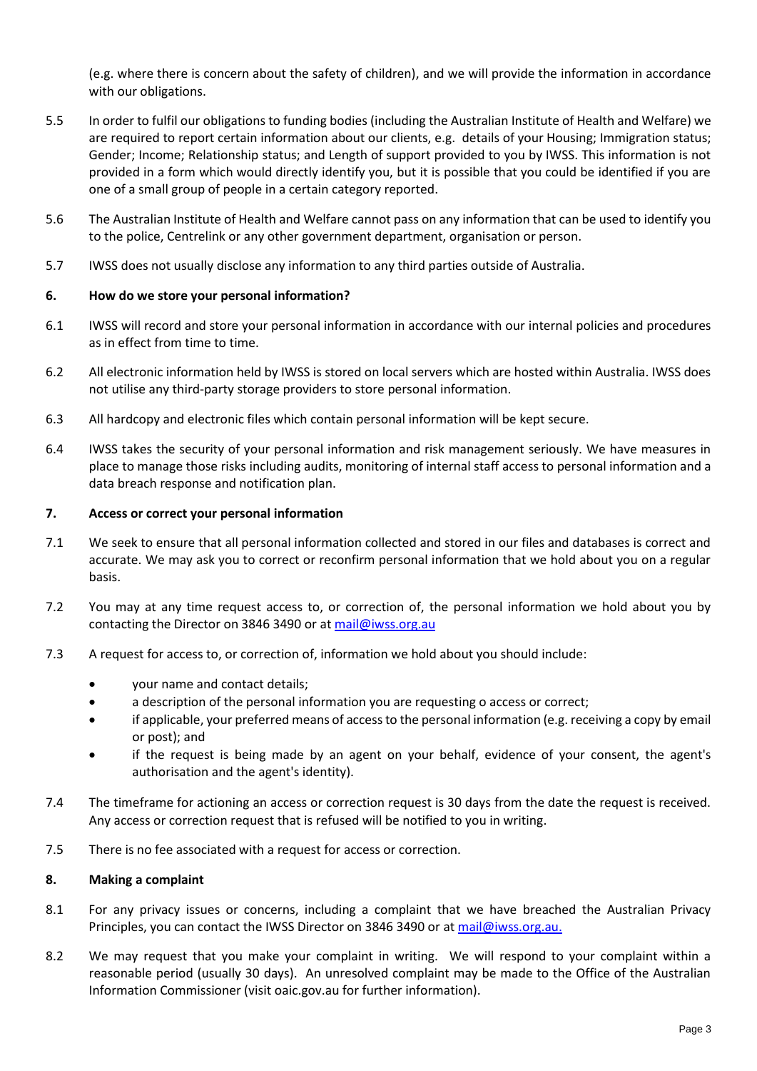(e.g. where there is concern about the safety of children), and we will provide the information in accordance with our obligations.

5.5 In order to fulfil our obligations to funding bodies (including the Australian Institute of Health and Welfare) we are required to report certain information about our clients, e.g. details of your Housing; Immigration status; Gender; Income; Relationship status; and Length of support provided to you by IWSS. This information is not provided in a form which would directly identify you, but it is possible that you could be identified if you are one of a small group of people in a certain category reported.

5.6 The Australian Institute of Health and Welfare cannot pass on any information that can be used to identify you to the police, Centrelink or any other government department, organisation or person.

5.7 IWSS does not usually disclose any information to any third parties outside of Australia.

## 6. How do we store your personal information?

6.1 IWSS will record and store your personal information in accordance with our internal policies and procedures as in effect from time to time.

6.2 All electronic information held by IWSS is stored on local servers which are hosted within Australia. IWSS does not utilise any third-party storage providers to store personal information.

6.3 All hardcopy and electronic files which contain personal information will be kept secure.

6.4 IWSS takes the security of your personal information and risk management seriously. We have measures in place to manage those risks including audits, monitoring of internal staff access to personal information and a data breach response and notification plan.

## 7. Access or correct your personal information

7.1 We seek to ensure that all personal information collected and stored in our files and databases is correct and accurate. We may ask you to correct or reconfirm personal information that we hold about you on a regular basis.

7.2 You may at any time request access to, or correction of, the personal information we hold about you by contacting the Director on 3846 3490 or at [mail@iwss.org.au](mailto:mail@iwss.org.au)

7.3 A request for access to, or correction of, information we hold about you should include:

- your name and contact details;
- a description of the personal information you are requesting o access or correct;
- if applicable, your preferred means of access to the personal information (e.g. receiving a copy by email or post); and
- if the request is being made by an agent on your behalf, evidence of your consent, the agent's authorisation and the agent's identity).

7.4 The timeframe for actioning an access or correction request is 30 days from the date the request is received. Any access or correction request that is refused will be notified to you in writing.

7.5 There is no fee associated with a request for access or correction.

## 8. Making a complaint

8.1 For any privacy issues or concerns, including a complaint that we have breached the Australian Privacy Principles, you can contact the IWSS Director on 3846 3490 or at [mail@iwss.org.au.](mailto:mail@iwss.org.au)

8.2 We may request that you make your complaint in writing. We will respond to your complaint within a reasonable period (usually 30 days). An unresolved complaint may be made to the Office of the Australian Information Commissioner (visit oaic.gov.au for further information).